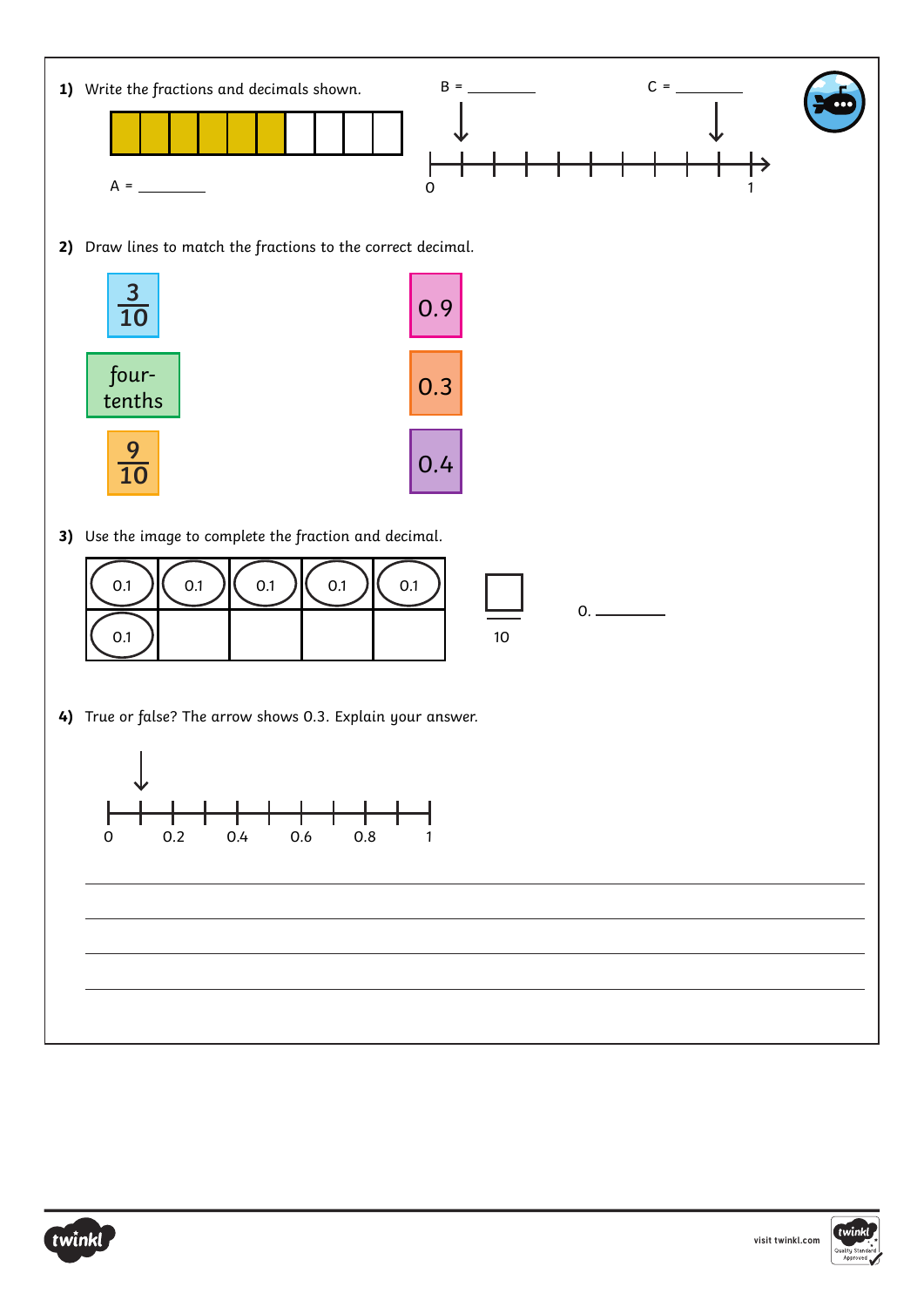**1)** Write the fractions and decimals shown.

A = ________

B = ________

C = ________

0 — 1

**2)** Draw lines to match the fractions to the correct decimal.

| | |
|---|---|
| $\frac{3}{10}$ | 0.9 |
| four-tenths | 0.3 |
| $\frac{9}{10}$ | 0.4 |

**3)** Use the image to complete the fraction and decimal.

| | | | | |
|---|---|---|---|---|
| 0.1 | 0.1 | 0.1 | 0.1 | 0.1 |
| 0.1 | | | | |

$\frac{\square}{10}$

0. ________

**4)** True or false? The arrow shows 0.3. Explain your answer.

0 &nbsp;&nbsp; 0.2 &nbsp;&nbsp; 0.4 &nbsp;&nbsp; 0.6 &nbsp;&nbsp; 0.8 &nbsp;&nbsp; 1

________________________________________

________________________________________

________________________________________

________________________________________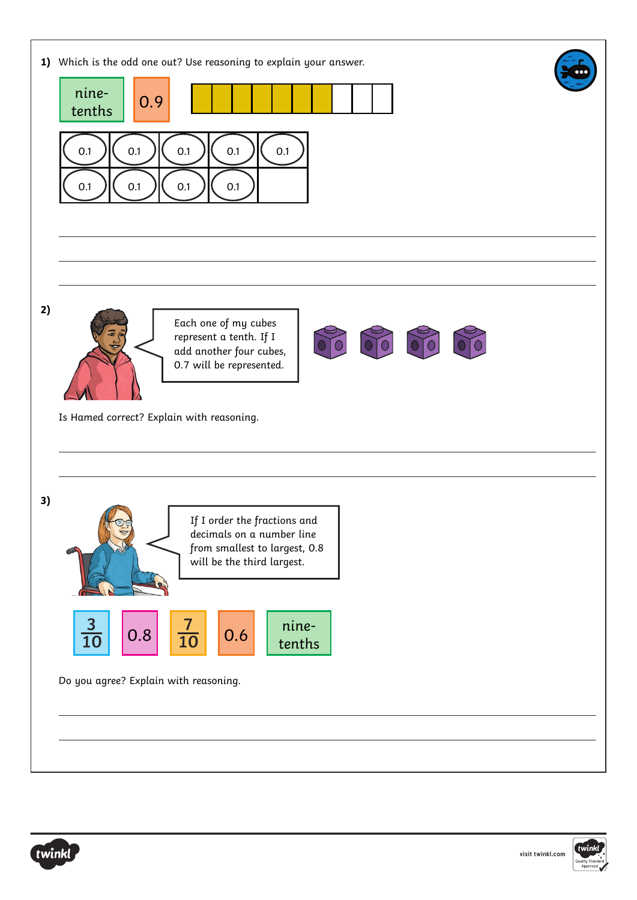**1)** Which is the odd one out? Use reasoning to explain your answer.

nine-tenths

0.9

| 0.1 | 0.1 | 0.1 | 0.1 | 0.1 |
|---|---|---|---|---|
| 0.1 | 0.1 | 0.1 | 0.1 | |

**2)**

Each one of my cubes represent a tenth. If I add another four cubes, 0.7 will be represented.

Is Hamed correct? Explain with reasoning.

**3)**

If I order the fractions and decimals on a number line from smallest to largest, 0.8 will be the third largest.

$\frac{3}{10}$ 0.8 $\frac{7}{10}$ 0.6 nine-tenths

Do you agree? Explain with reasoning.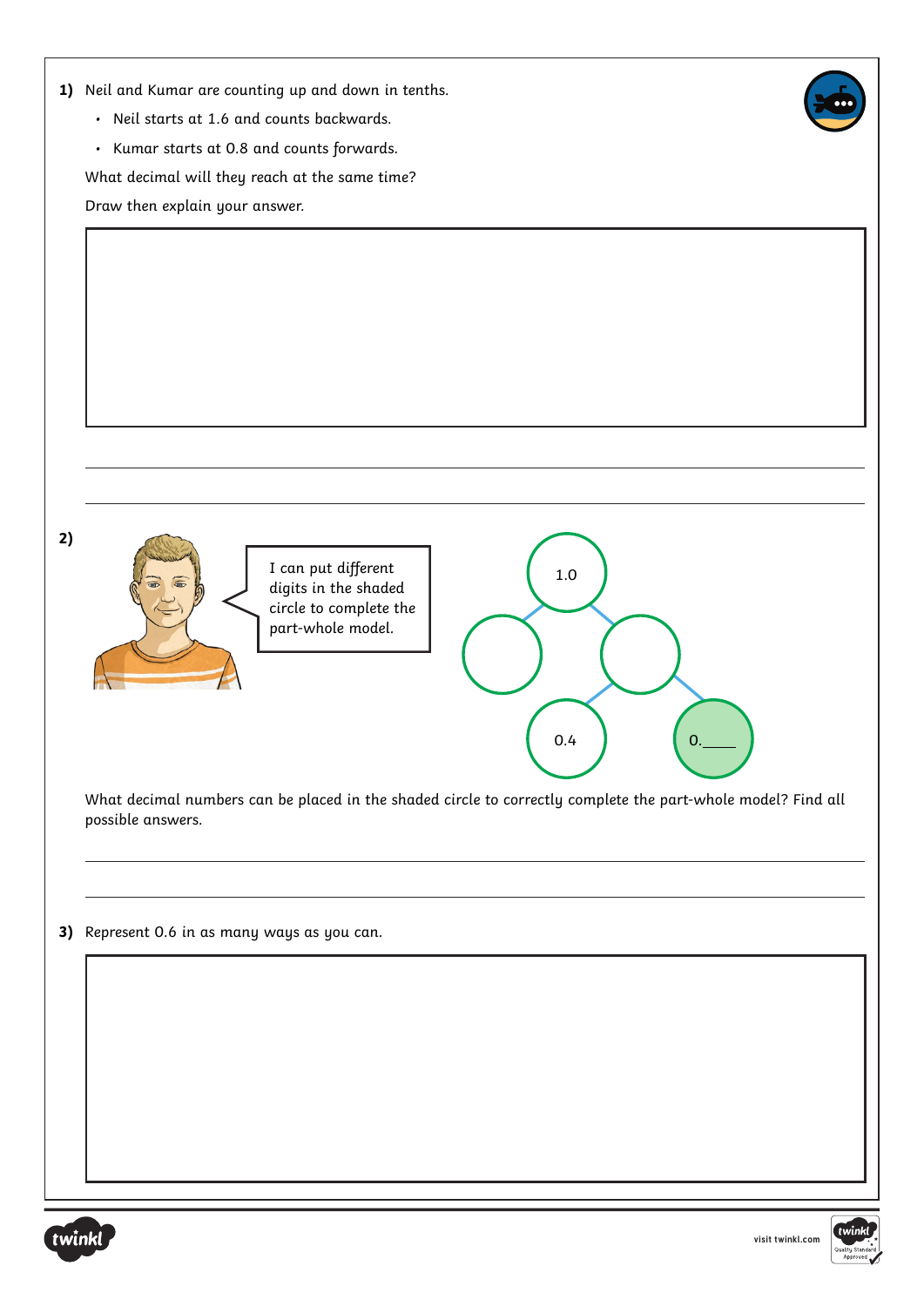**1)** Neil and Kumar are counting up and down in tenths.

- Neil starts at 1.6 and counts backwards.
- Kumar starts at 0.8 and counts forwards.

What decimal will they reach at the same time?

Draw then explain your answer.

**2)**

I can put different digits in the shaded circle to complete the part-whole model.

1.0

0.4

0.____

What decimal numbers can be placed in the shaded circle to correctly complete the part-whole model? Find all possible answers.

**3)** Represent 0.6 in as many ways as you can.